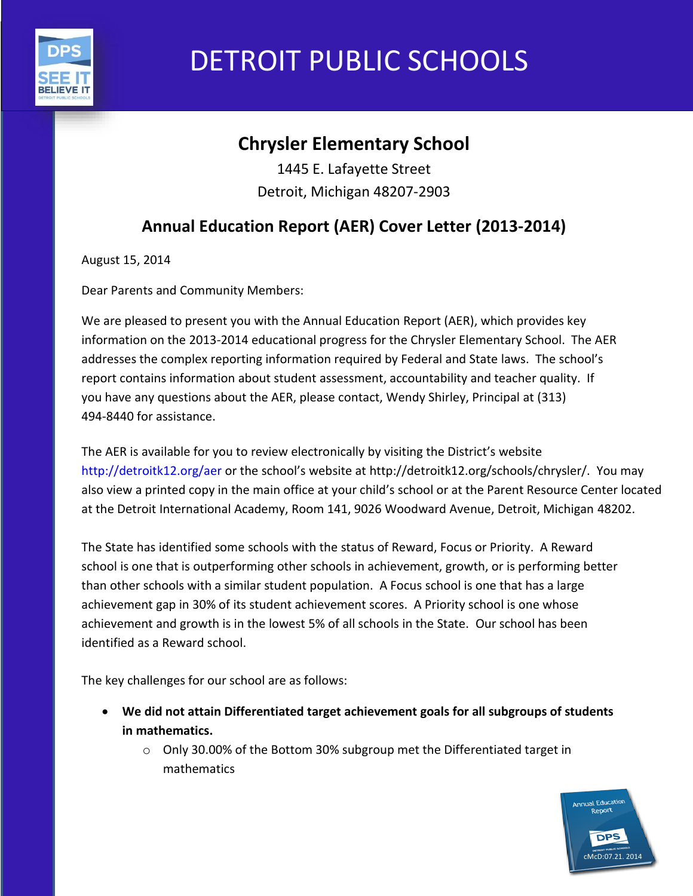# DETROIT PUBLIC SCHOOLS

## Chrysler Elementary School

1445 E. Lafayette Street
Detroit, Michigan 48207-2903

## Annual Education Report (AER) Cover Letter (2013-2014)

August 15, 2014

Dear Parents and Community Members:

We are pleased to present you with the Annual Education Report (AER), which provides key information on the 2013-2014 educational progress for the Chrysler Elementary School. The AER addresses the complex reporting information required by Federal and State laws. The school's report contains information about student assessment, accountability and teacher quality. If you have any questions about the AER, please contact, Wendy Shirley, Principal at (313) 494-8440 for assistance.

The AER is available for you to review electronically by visiting the District's website http://detroitk12.org/aer or the school's website at http://detroitk12.org/schools/chrysler/. You may also view a printed copy in the main office at your child's school or at the Parent Resource Center located at the Detroit International Academy, Room 141, 9026 Woodward Avenue, Detroit, Michigan 48202.

The State has identified some schools with the status of Reward, Focus or Priority. A Reward school is one that is outperforming other schools in achievement, growth, or is performing better than other schools with a similar student population. A Focus school is one that has a large achievement gap in 30% of its student achievement scores. A Priority school is one whose achievement and growth is in the lowest 5% of all schools in the State. Our school has been identified as a Reward school.

The key challenges for our school are as follows:

- **We did not attain Differentiated target achievement goals for all subgroups of students in mathematics.**
  - Only 30.00% of the Bottom 30% subgroup met the Differentiated target in mathematics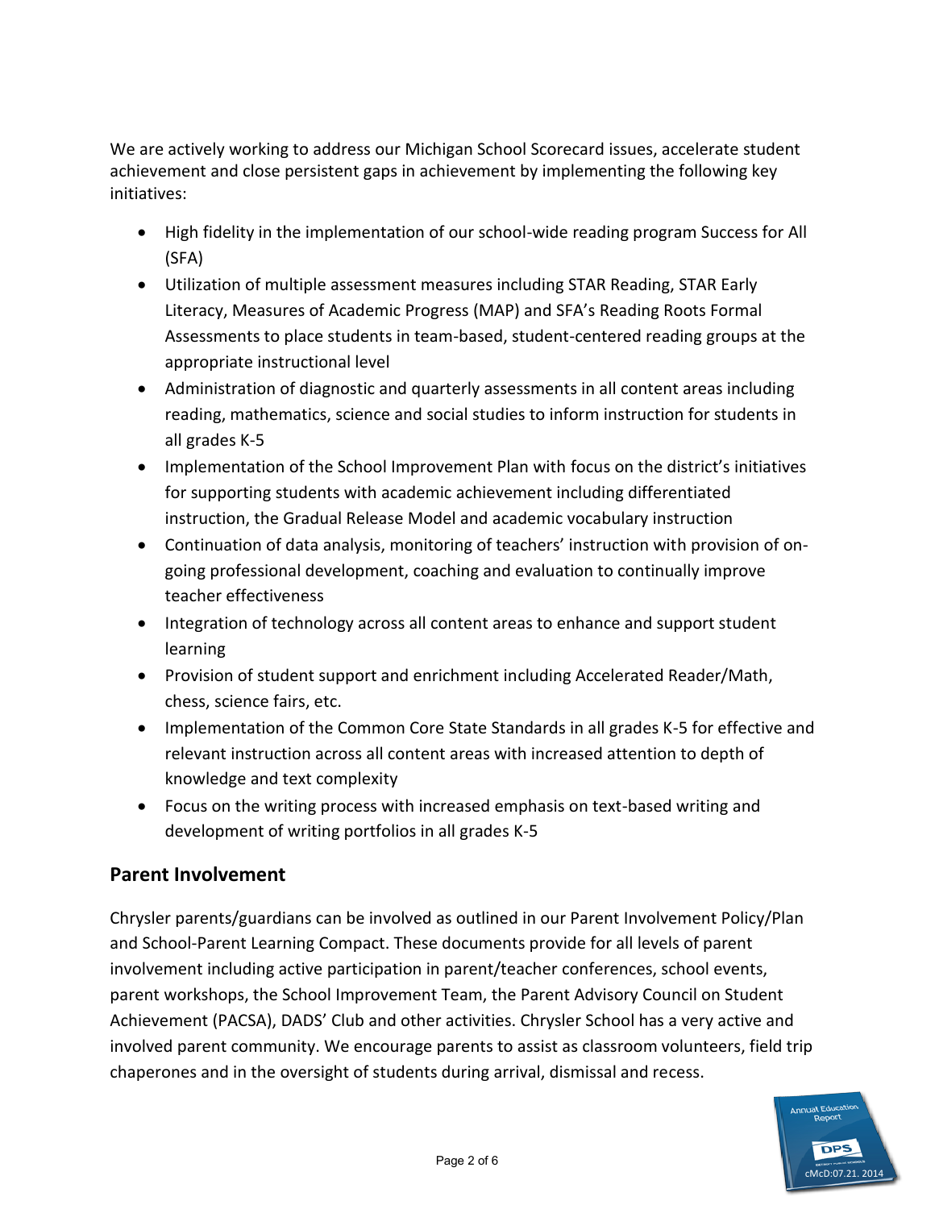We are actively working to address our Michigan School Scorecard issues, accelerate student achievement and close persistent gaps in achievement by implementing the following key initiatives:

- High fidelity in the implementation of our school-wide reading program Success for All (SFA)
- Utilization of multiple assessment measures including STAR Reading, STAR Early Literacy, Measures of Academic Progress (MAP) and SFA's Reading Roots Formal Assessments to place students in team-based, student-centered reading groups at the appropriate instructional level
- Administration of diagnostic and quarterly assessments in all content areas including reading, mathematics, science and social studies to inform instruction for students in all grades K-5
- Implementation of the School Improvement Plan with focus on the district's initiatives for supporting students with academic achievement including differentiated instruction, the Gradual Release Model and academic vocabulary instruction
- Continuation of data analysis, monitoring of teachers' instruction with provision of on-going professional development, coaching and evaluation to continually improve teacher effectiveness
- Integration of technology across all content areas to enhance and support student learning
- Provision of student support and enrichment including Accelerated Reader/Math, chess, science fairs, etc.
- Implementation of the Common Core State Standards in all grades K-5 for effective and relevant instruction across all content areas with increased attention to depth of knowledge and text complexity
- Focus on the writing process with increased emphasis on text-based writing and development of writing portfolios in all grades K-5

## Parent Involvement

Chrysler parents/guardians can be involved as outlined in our Parent Involvement Policy/Plan and School-Parent Learning Compact. These documents provide for all levels of parent involvement including active participation in parent/teacher conferences, school events, parent workshops, the School Improvement Team, the Parent Advisory Council on Student Achievement (PACSA), DADS' Club and other activities. Chrysler School has a very active and involved parent community. We encourage parents to assist as classroom volunteers, field trip chaperones and in the oversight of students during arrival, dismissal and recess.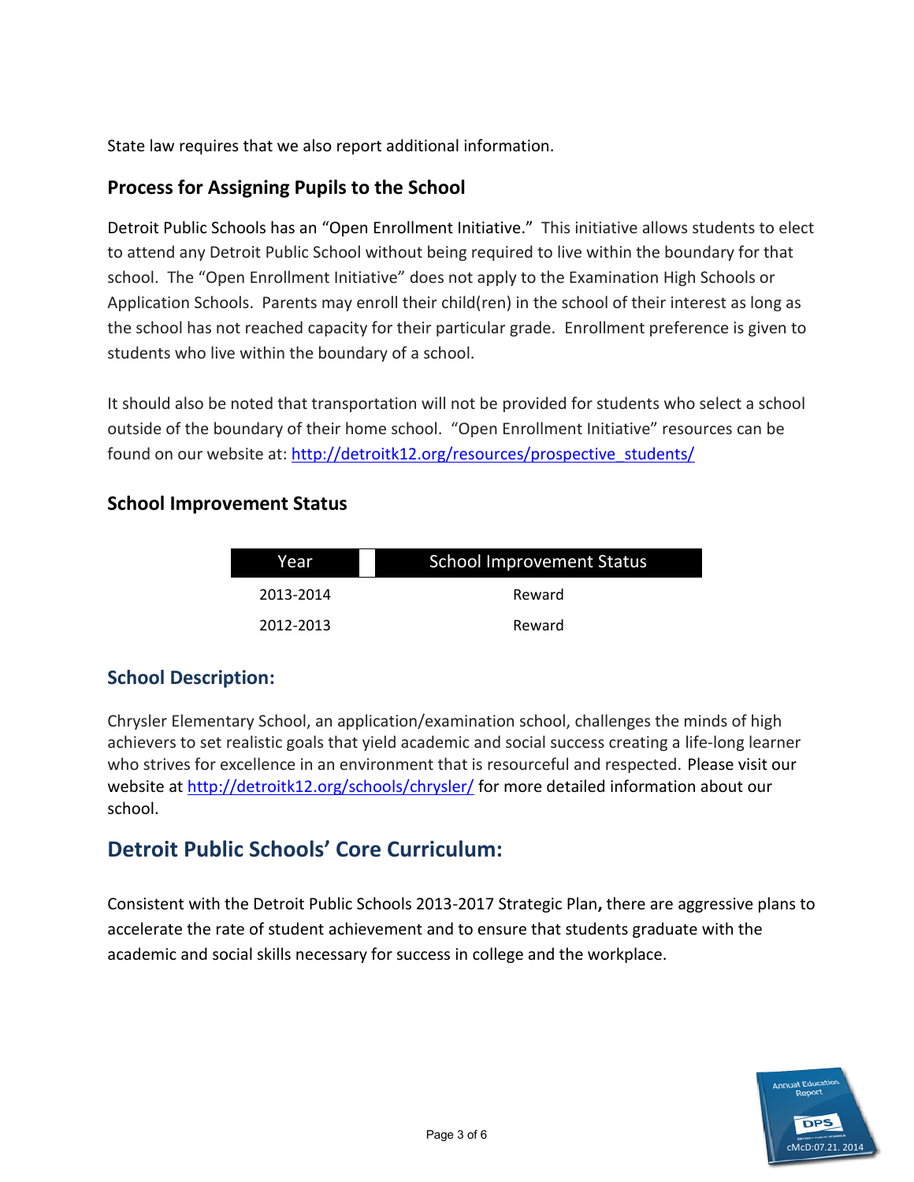State law requires that we also report additional information.

### Process for Assigning Pupils to the School

Detroit Public Schools has an "Open Enrollment Initiative." This initiative allows students to elect to attend any Detroit Public School without being required to live within the boundary for that school. The "Open Enrollment Initiative" does not apply to the Examination High Schools or Application Schools. Parents may enroll their child(ren) in the school of their interest as long as the school has not reached capacity for their particular grade. Enrollment preference is given to students who live within the boundary of a school.

It should also be noted that transportation will not be provided for students who select a school outside of the boundary of their home school. "Open Enrollment Initiative" resources can be found on our website at: http://detroitk12.org/resources/prospective_students/

### School Improvement Status

| Year | School Improvement Status |
|---|---|
| 2013-2014 | Reward |
| 2012-2013 | Reward |

### School Description:

Chrysler Elementary School, an application/examination school, challenges the minds of high achievers to set realistic goals that yield academic and social success creating a life-long learner who strives for excellence in an environment that is resourceful and respected. Please visit our website at http://detroitk12.org/schools/chrysler/ for more detailed information about our school.

## Detroit Public Schools' Core Curriculum:

Consistent with the Detroit Public Schools 2013-2017 Strategic Plan**,** there are aggressive plans to accelerate the rate of student achievement and to ensure that students graduate with the academic and social skills necessary for success in college and the workplace.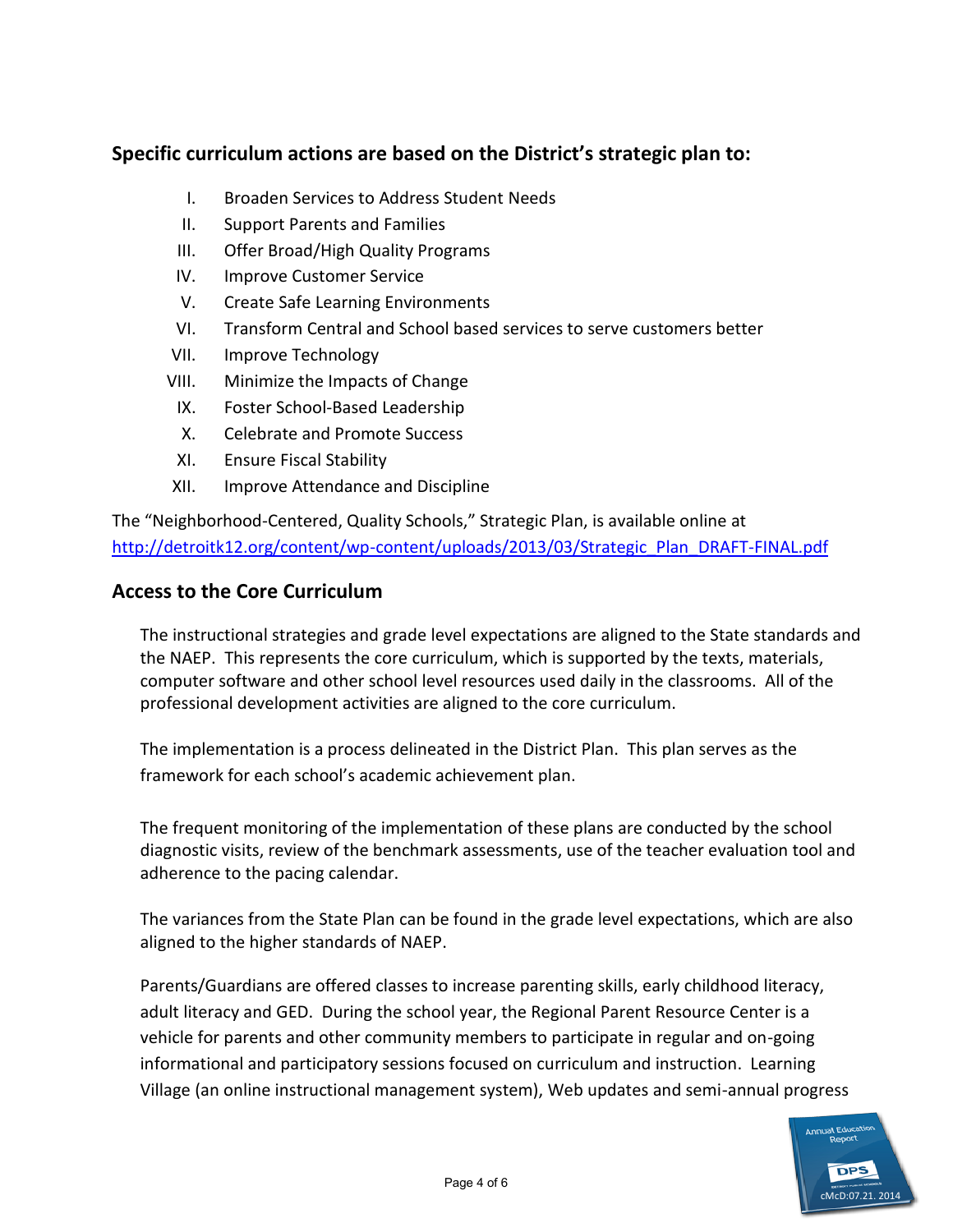## Specific curriculum actions are based on the District's strategic plan to:

I. Broaden Services to Address Student Needs
II. Support Parents and Families
III. Offer Broad/High Quality Programs
IV. Improve Customer Service
V. Create Safe Learning Environments
VI. Transform Central and School based services to serve customers better
VII. Improve Technology
VIII. Minimize the Impacts of Change
IX. Foster School-Based Leadership
X. Celebrate and Promote Success
XI. Ensure Fiscal Stability
XII. Improve Attendance and Discipline

The "Neighborhood-Centered, Quality Schools," Strategic Plan, is available online at http://detroitk12.org/content/wp-content/uploads/2013/03/Strategic_Plan_DRAFT-FINAL.pdf

## Access to the Core Curriculum

The instructional strategies and grade level expectations are aligned to the State standards and the NAEP. This represents the core curriculum, which is supported by the texts, materials, computer software and other school level resources used daily in the classrooms. All of the professional development activities are aligned to the core curriculum.

The implementation is a process delineated in the District Plan. This plan serves as the framework for each school's academic achievement plan.

The frequent monitoring of the implementation of these plans are conducted by the school diagnostic visits, review of the benchmark assessments, use of the teacher evaluation tool and adherence to the pacing calendar.

The variances from the State Plan can be found in the grade level expectations, which are also aligned to the higher standards of NAEP.

Parents/Guardians are offered classes to increase parenting skills, early childhood literacy, adult literacy and GED. During the school year, the Regional Parent Resource Center is a vehicle for parents and other community members to participate in regular and on-going informational and participatory sessions focused on curriculum and instruction. Learning Village (an online instructional management system), Web updates and semi-annual progress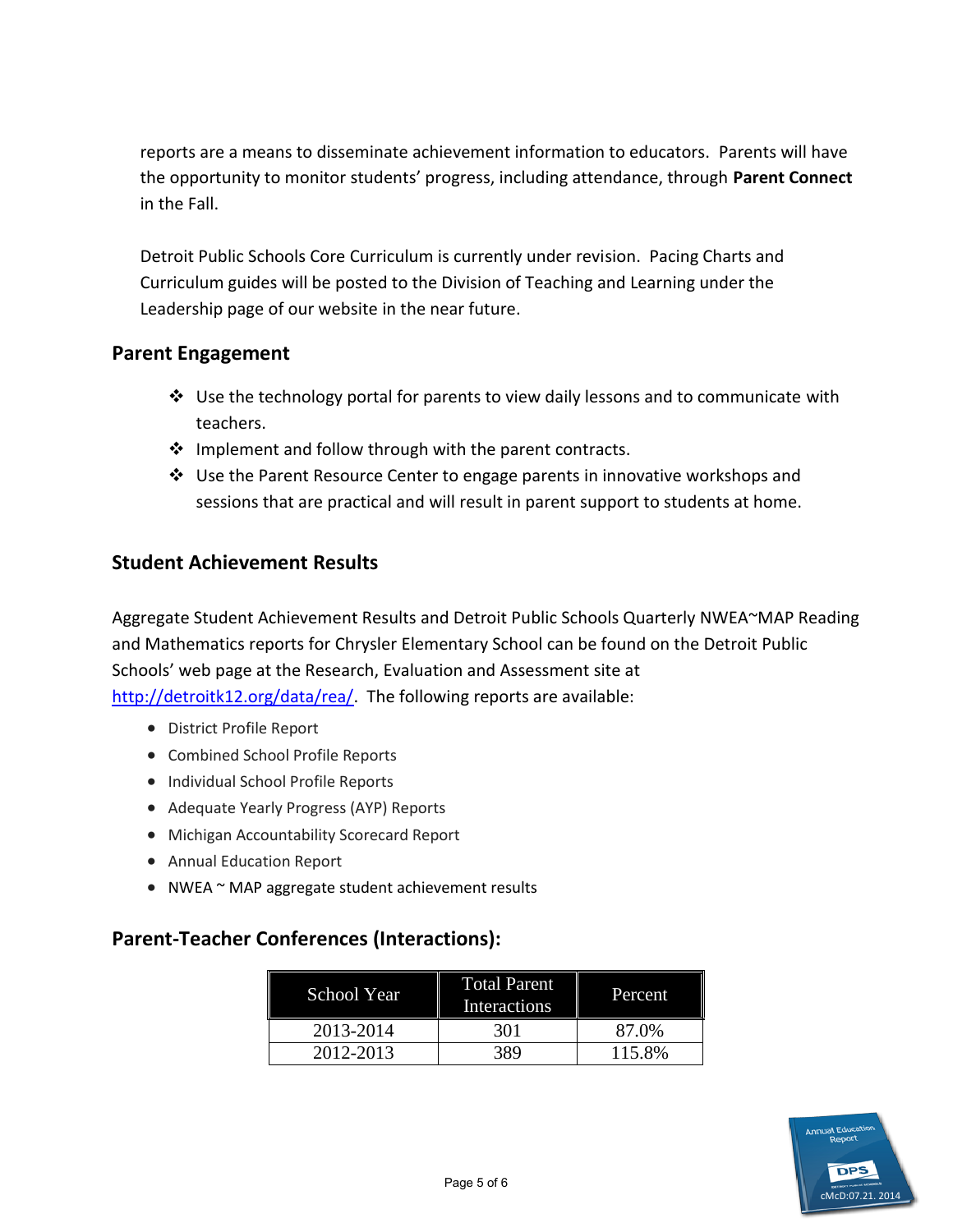reports are a means to disseminate achievement information to educators. Parents will have the opportunity to monitor students' progress, including attendance, through **Parent Connect** in the Fall.

Detroit Public Schools Core Curriculum is currently under revision. Pacing Charts and Curriculum guides will be posted to the Division of Teaching and Learning under the Leadership page of our website in the near future.

## Parent Engagement

- Use the technology portal for parents to view daily lessons and to communicate with teachers.
- Implement and follow through with the parent contracts.
- Use the Parent Resource Center to engage parents in innovative workshops and sessions that are practical and will result in parent support to students at home.

## Student Achievement Results

Aggregate Student Achievement Results and Detroit Public Schools Quarterly NWEA~MAP Reading and Mathematics reports for Chrysler Elementary School can be found on the Detroit Public Schools' web page at the Research, Evaluation and Assessment site at http://detroitk12.org/data/rea/. The following reports are available:

- District Profile Report
- Combined School Profile Reports
- Individual School Profile Reports
- Adequate Yearly Progress (AYP) Reports
- Michigan Accountability Scorecard Report
- Annual Education Report
- NWEA ~ MAP aggregate student achievement results

## Parent-Teacher Conferences (Interactions):

| School Year | Total Parent Interactions | Percent |
|---|---|---|
| 2013-2014 | 301 | 87.0% |
| 2012-2013 | 389 | 115.8% |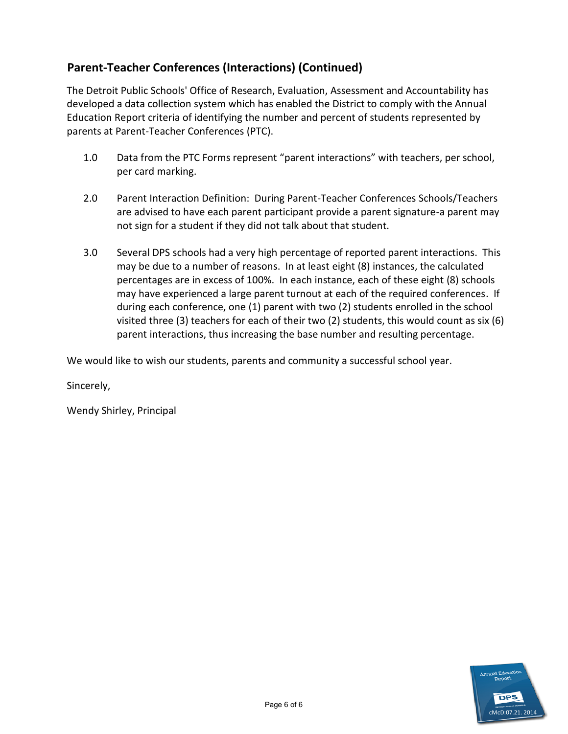## Parent-Teacher Conferences (Interactions) (Continued)

The Detroit Public Schools' Office of Research, Evaluation, Assessment and Accountability has developed a data collection system which has enabled the District to comply with the Annual Education Report criteria of identifying the number and percent of students represented by parents at Parent-Teacher Conferences (PTC).

1.0 Data from the PTC Forms represent "parent interactions" with teachers, per school, per card marking.

2.0 Parent Interaction Definition: During Parent-Teacher Conferences Schools/Teachers are advised to have each parent participant provide a parent signature-a parent may not sign for a student if they did not talk about that student.

3.0 Several DPS schools had a very high percentage of reported parent interactions. This may be due to a number of reasons. In at least eight (8) instances, the calculated percentages are in excess of 100%. In each instance, each of these eight (8) schools may have experienced a large parent turnout at each of the required conferences. If during each conference, one (1) parent with two (2) students enrolled in the school visited three (3) teachers for each of their two (2) students, this would count as six (6) parent interactions, thus increasing the base number and resulting percentage.

We would like to wish our students, parents and community a successful school year.

Sincerely,

Wendy Shirley, Principal